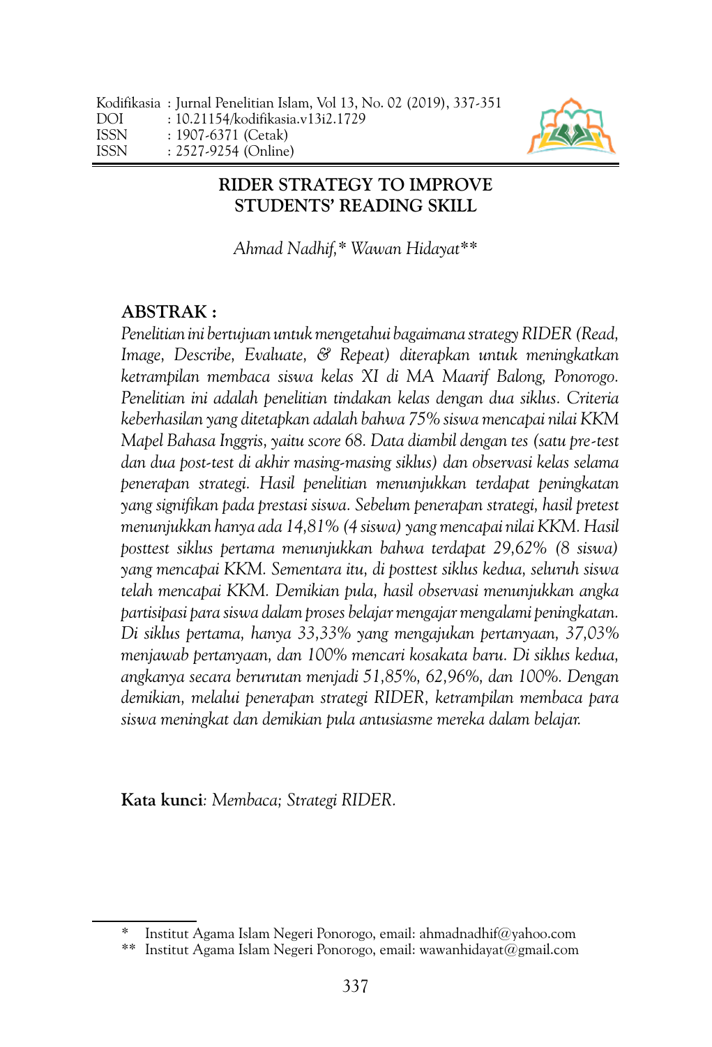Kodifikasia : Jurnal Penelitian Islam, Vol 13, No. 02 (2019), 337-351
DOI : 10.21154/kodifikasia.v13i2.1729
ISSN : 1907-6371 (Cetak)
ISSN : 2527-9254 (Online)

# RIDER STRATEGY TO IMPROVE STUDENTS' READING SKILL

*Ahmad Nadhif,* Wawan Hidayat***

## ABSTRAK :

*Penelitian ini bertujuan untuk mengetahui bagaimana strategy RIDER (Read, Image, Describe, Evaluate, & Repeat) diterapkan untuk meningkatkan ketrampilan membaca siswa kelas XI di MA Maarif Balong, Ponorogo. Penelitian ini adalah penelitian tindakan kelas dengan dua siklus. Criteria keberhasilan yang ditetapkan adalah bahwa 75% siswa mencapai nilai KKM Mapel Bahasa Inggris, yaitu score 68. Data diambil dengan tes (satu pre-test dan dua post-test di akhir masing-masing siklus) dan observasi kelas selama penerapan strategi. Hasil penelitian menunjukkan terdapat peningkatan yang signifikan pada prestasi siswa. Sebelum penerapan strategi, hasil pretest menunjukkan hanya ada 14,81% (4 siswa) yang mencapai nilai KKM. Hasil posttest siklus pertama menunjukkan bahwa terdapat 29,62% (8 siswa) yang mencapai KKM. Sementara itu, di posttest siklus kedua, seluruh siswa telah mencapai KKM. Demikian pula, hasil observasi menunjukkan angka partisipasi para siswa dalam proses belajar mengajar mengalami peningkatan. Di siklus pertama, hanya 33,33% yang mengajukan pertanyaan, 37,03% menjawab pertanyaan, dan 100% mencari kosakata baru. Di siklus kedua, angkanya secara berurutan menjadi 51,85%, 62,96%, dan 100%. Dengan demikian, melalui penerapan strategi RIDER, ketrampilan membaca para siswa meningkat dan demikian pula antusiasme mereka dalam belajar.*

**Kata kunci**: *Membaca; Strategi RIDER.*

---

\* Institut Agama Islam Negeri Ponorogo, email: ahmadnadhif@yahoo.com

\*\* Institut Agama Islam Negeri Ponorogo, email: wawanhidayat@gmail.com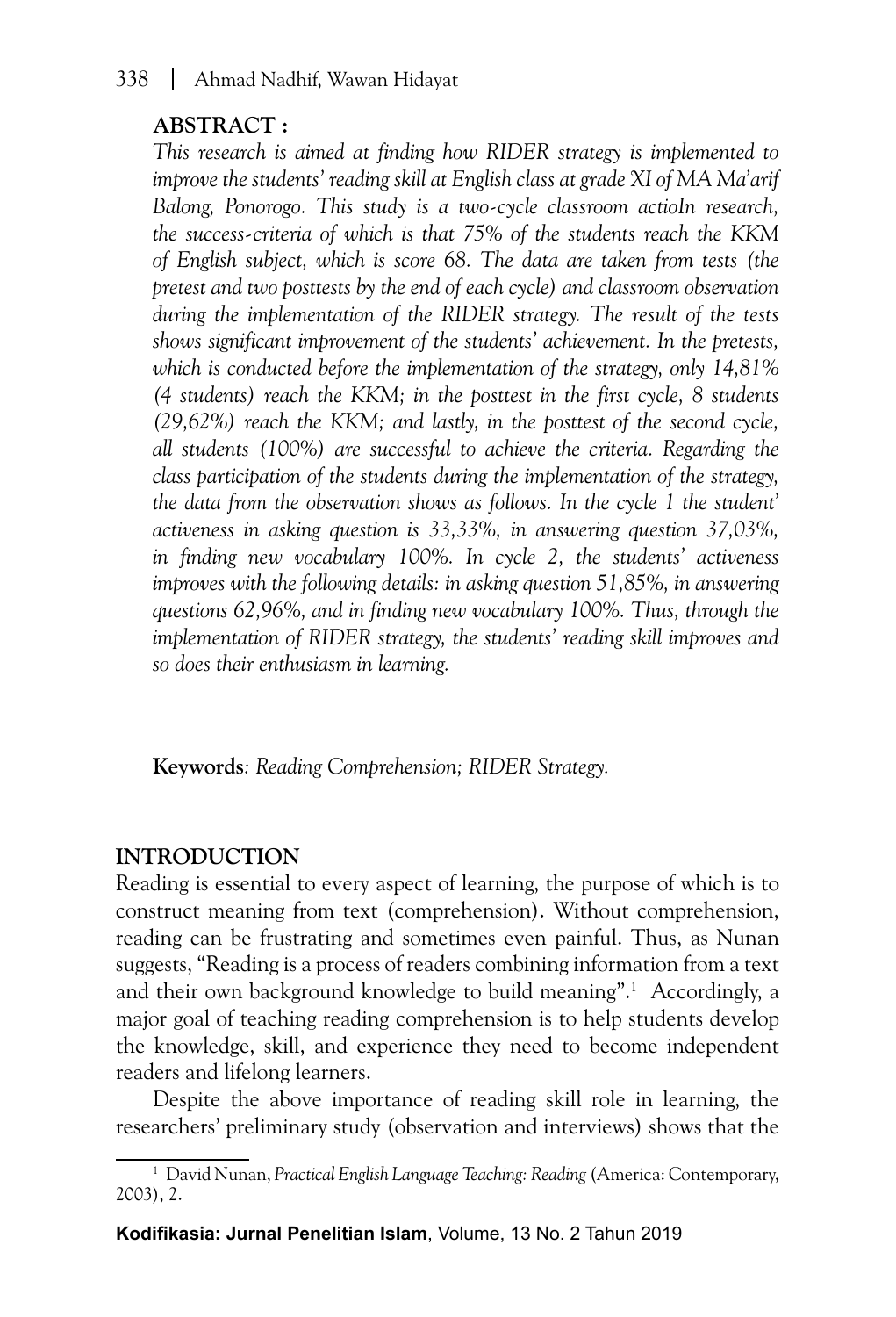**ABSTRACT :**

*This research is aimed at finding how RIDER strategy is implemented to improve the students' reading skill at English class at grade XI of MA Ma'arif Balong, Ponorogo. This study is a two-cycle classroom actioIn research, the success-criteria of which is that 75% of the students reach the KKM of English subject, which is score 68. The data are taken from tests (the pretest and two posttests by the end of each cycle) and classroom observation during the implementation of the RIDER strategy. The result of the tests shows significant improvement of the students' achievement. In the pretests, which is conducted before the implementation of the strategy, only 14,81% (4 students) reach the KKM; in the posttest in the first cycle, 8 students (29,62%) reach the KKM; and lastly, in the posttest of the second cycle, all students (100%) are successful to achieve the criteria. Regarding the class participation of the students during the implementation of the strategy, the data from the observation shows as follows. In the cycle 1 the student' activeness in asking question is 33,33%, in answering question 37,03%, in finding new vocabulary 100%. In cycle 2, the students' activeness improves with the following details: in asking question 51,85%, in answering questions 62,96%, and in finding new vocabulary 100%. Thus, through the implementation of RIDER strategy, the students' reading skill improves and so does their enthusiasm in learning.*

**Keywords***: Reading Comprehension; RIDER Strategy.*

## INTRODUCTION

Reading is essential to every aspect of learning, the purpose of which is to construct meaning from text (comprehension). Without comprehension, reading can be frustrating and sometimes even painful. Thus, as Nunan suggests, "Reading is a process of readers combining information from a text and their own background knowledge to build meaning".[1] Accordingly, a major goal of teaching reading comprehension is to help students develop the knowledge, skill, and experience they need to become independent readers and lifelong learners.

Despite the above importance of reading skill role in learning, the researchers' preliminary study (observation and interviews) shows that the

[1] David Nunan, *Practical English Language Teaching: Reading* (America: Contemporary, 2003), 2.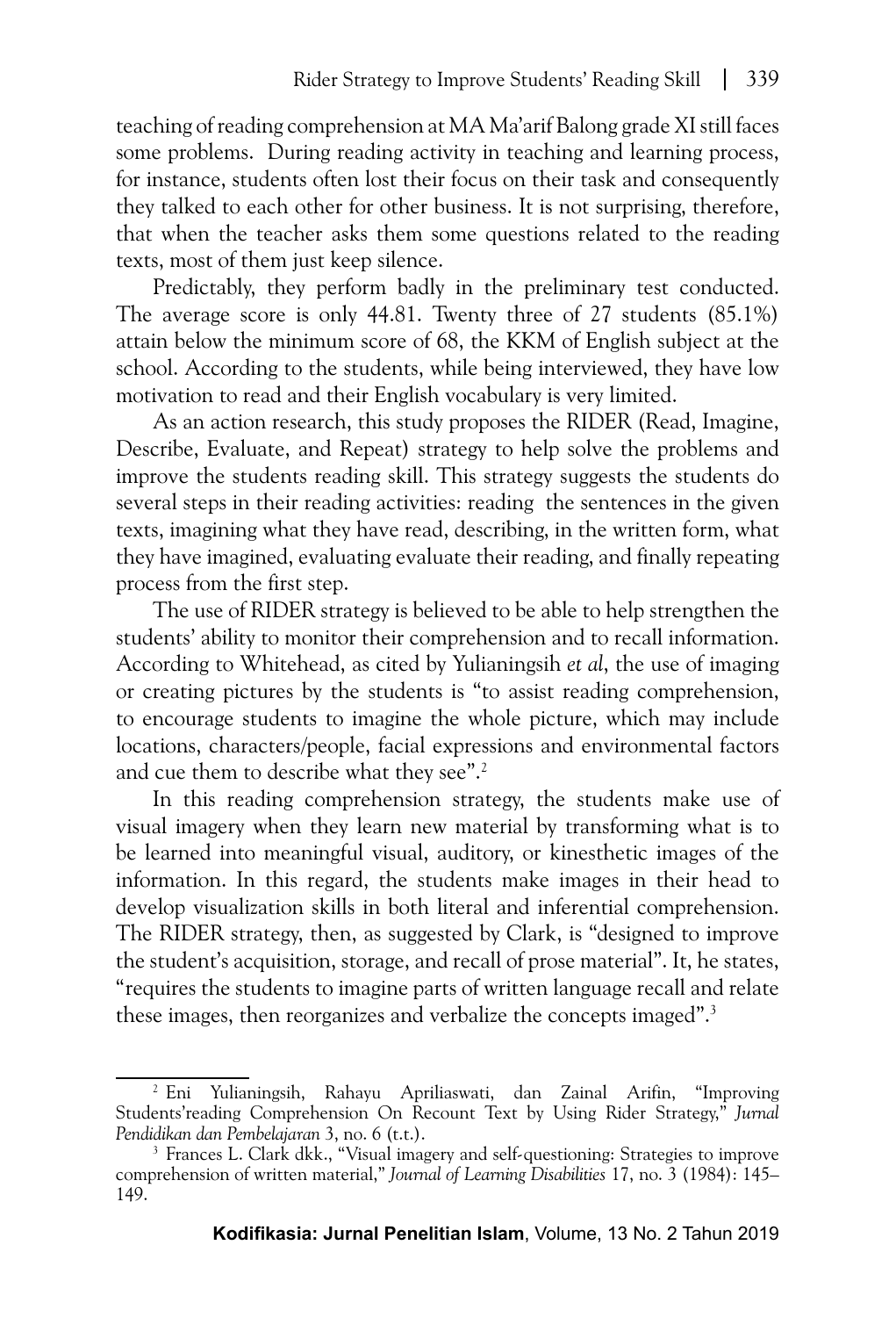teaching of reading comprehension at MA Ma'arif Balong grade XI still faces some problems. During reading activity in teaching and learning process, for instance, students often lost their focus on their task and consequently they talked to each other for other business. It is not surprising, therefore, that when the teacher asks them some questions related to the reading texts, most of them just keep silence.

Predictably, they perform badly in the preliminary test conducted. The average score is only 44.81. Twenty three of 27 students (85.1%) attain below the minimum score of 68, the KKM of English subject at the school. According to the students, while being interviewed, they have low motivation to read and their English vocabulary is very limited.

As an action research, this study proposes the RIDER (Read, Imagine, Describe, Evaluate, and Repeat) strategy to help solve the problems and improve the students reading skill. This strategy suggests the students do several steps in their reading activities: reading the sentences in the given texts, imagining what they have read, describing, in the written form, what they have imagined, evaluating evaluate their reading, and finally repeating process from the first step.

The use of RIDER strategy is believed to be able to help strengthen the students' ability to monitor their comprehension and to recall information. According to Whitehead, as cited by Yulianingsih *et al*, the use of imaging or creating pictures by the students is "to assist reading comprehension, to encourage students to imagine the whole picture, which may include locations, characters/people, facial expressions and environmental factors and cue them to describe what they see".[2]

In this reading comprehension strategy, the students make use of visual imagery when they learn new material by transforming what is to be learned into meaningful visual, auditory, or kinesthetic images of the information. In this regard, the students make images in their head to develop visualization skills in both literal and inferential comprehension. The RIDER strategy, then, as suggested by Clark, is "designed to improve the student's acquisition, storage, and recall of prose material". It, he states, "requires the students to imagine parts of written language recall and relate these images, then reorganizes and verbalize the concepts imaged".[3]

---

[2] Eni Yulianingsih, Rahayu Apriliaswati, dan Zainal Arifin, "Improving Students'reading Comprehension On Recount Text by Using Rider Strategy," *Jurnal Pendidikan dan Pembelajaran* 3, no. 6 (t.t.).

[3] Frances L. Clark dkk., "Visual imagery and self-questioning: Strategies to improve comprehension of written material," *Journal of Learning Disabilities* 17, no. 3 (1984): 145–149.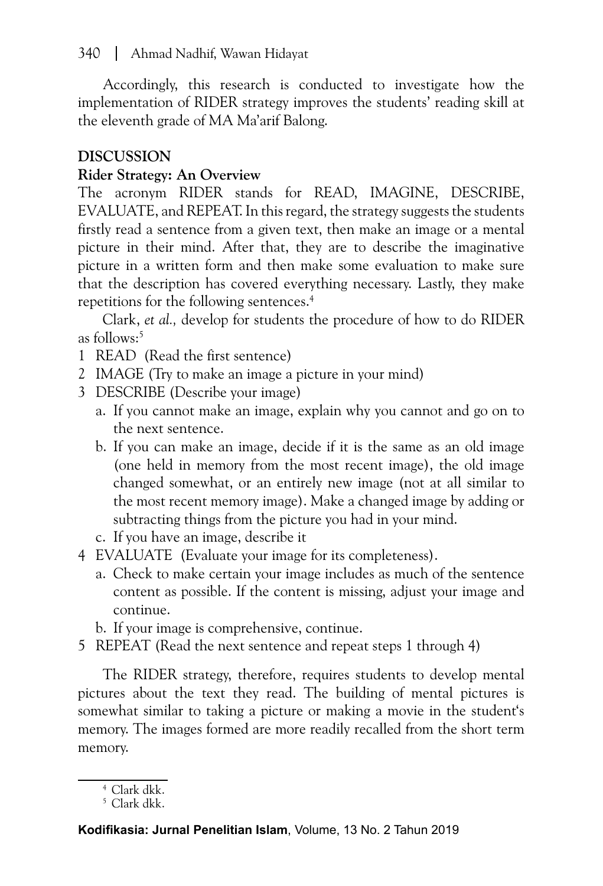Accordingly, this research is conducted to investigate how the implementation of RIDER strategy improves the students' reading skill at the eleventh grade of MA Ma'arif Balong.

## DISCUSSION

### Rider Strategy: An Overview

The acronym RIDER stands for READ, IMAGINE, DESCRIBE, EVALUATE, and REPEAT. In this regard, the strategy suggests the students firstly read a sentence from a given text, then make an image or a mental picture in their mind. After that, they are to describe the imaginative picture in a written form and then make some evaluation to make sure that the description has covered everything necessary. Lastly, they make repetitions for the following sentences.[4]

Clark, *et al.,* develop for students the procedure of how to do RIDER as follows:[5]

1 READ (Read the first sentence)

2 IMAGE (Try to make an image a picture in your mind)

3 DESCRIBE (Describe your image)

   a. If you cannot make an image, explain why you cannot and go on to the next sentence.

   b. If you can make an image, decide if it is the same as an old image (one held in memory from the most recent image), the old image changed somewhat, or an entirely new image (not at all similar to the most recent memory image). Make a changed image by adding or subtracting things from the picture you had in your mind.

   c. If you have an image, describe it

4 EVALUATE (Evaluate your image for its completeness).

   a. Check to make certain your image includes as much of the sentence content as possible. If the content is missing, adjust your image and continue.

   b. If your image is comprehensive, continue.

5 REPEAT (Read the next sentence and repeat steps 1 through 4)

The RIDER strategy, therefore, requires students to develop mental pictures about the text they read. The building of mental pictures is somewhat similar to taking a picture or making a movie in the student's memory. The images formed are more readily recalled from the short term memory.

---

[4] Clark dkk.

[5] Clark dkk.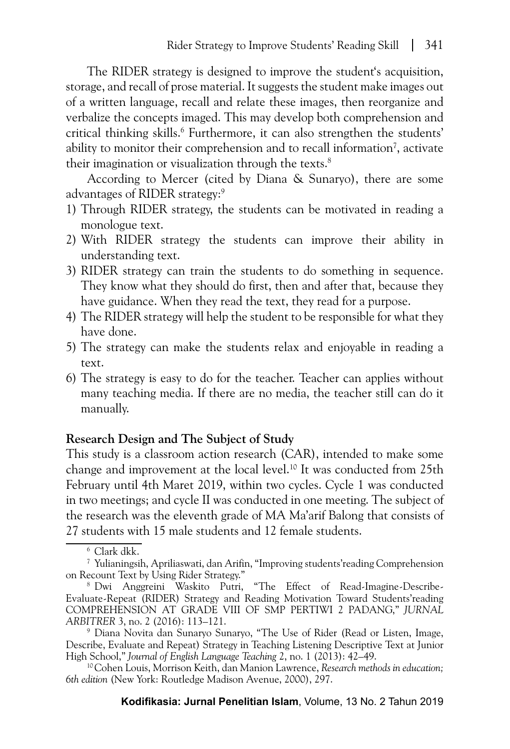The RIDER strategy is designed to improve the student's acquisition, storage, and recall of prose material. It suggests the student make images out of a written language, recall and relate these images, then reorganize and verbalize the concepts imaged. This may develop both comprehension and critical thinking skills.[6] Furthermore, it can also strengthen the students' ability to monitor their comprehension and to recall information[7], activate their imagination or visualization through the texts.[8]

According to Mercer (cited by Diana & Sunaryo), there are some advantages of RIDER strategy:[9]

1) Through RIDER strategy, the students can be motivated in reading a monologue text.
2) With RIDER strategy the students can improve their ability in understanding text.
3) RIDER strategy can train the students to do something in sequence. They know what they should do first, then and after that, because they have guidance. When they read the text, they read for a purpose.
4) The RIDER strategy will help the student to be responsible for what they have done.
5) The strategy can make the students relax and enjoyable in reading a text.
6) The strategy is easy to do for the teacher. Teacher can applies without many teaching media. If there are no media, the teacher still can do it manually.

**Research Design and The Subject of Study**

This study is a classroom action research (CAR), intended to make some change and improvement at the local level.[10] It was conducted from 25th February until 4th Maret 2019, within two cycles. Cycle 1 was conducted in two meetings; and cycle II was conducted in one meeting. The subject of the research was the eleventh grade of MA Ma'arif Balong that consists of 27 students with 15 male students and 12 female students.

---

[6] Clark dkk.

[7] Yulianingsih, Apriliaswati, dan Arifin, "Improving students'reading Comprehension on Recount Text by Using Rider Strategy."

[8] Dwi Anggreini Waskito Putri, "The Effect of Read-Imagine-Describe-Evaluate-Repeat (RIDER) Strategy and Reading Motivation Toward Students'reading COMPREHENSION AT GRADE VIII OF SMP PERTIWI 2 PADANG," *JURNAL ARBITRER* 3, no. 2 (2016): 113–121.

[9] Diana Novita dan Sunaryo Sunaryo, "The Use of Rider (Read or Listen, Image, Describe, Evaluate and Repeat) Strategy in Teaching Listening Descriptive Text at Junior High School," *Journal of English Language Teaching* 2, no. 1 (2013): 42–49.

[10] Cohen Louis, Morrison Keith, dan Manion Lawrence, *Research methods in education; 6th edition* (New York: Routledge Madison Avenue, 2000), 297.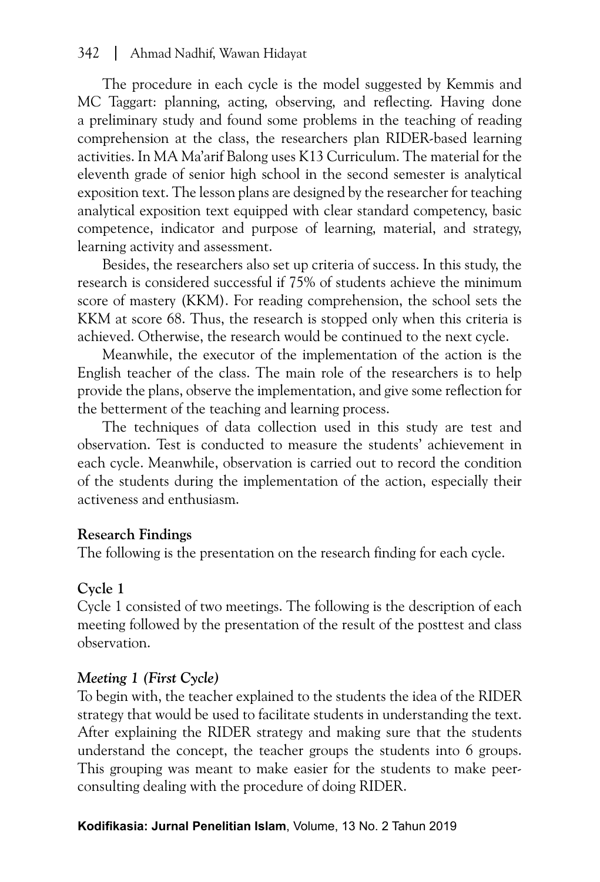The procedure in each cycle is the model suggested by Kemmis and MC Taggart: planning, acting, observing, and reflecting. Having done a preliminary study and found some problems in the teaching of reading comprehension at the class, the researchers plan RIDER-based learning activities. In MA Ma'arif Balong uses K13 Curriculum. The material for the eleventh grade of senior high school in the second semester is analytical exposition text. The lesson plans are designed by the researcher for teaching analytical exposition text equipped with clear standard competency, basic competence, indicator and purpose of learning, material, and strategy, learning activity and assessment.

Besides, the researchers also set up criteria of success. In this study, the research is considered successful if 75% of students achieve the minimum score of mastery (KKM). For reading comprehension, the school sets the KKM at score 68. Thus, the research is stopped only when this criteria is achieved. Otherwise, the research would be continued to the next cycle.

Meanwhile, the executor of the implementation of the action is the English teacher of the class. The main role of the researchers is to help provide the plans, observe the implementation, and give some reflection for the betterment of the teaching and learning process.

The techniques of data collection used in this study are test and observation. Test is conducted to measure the students' achievement in each cycle. Meanwhile, observation is carried out to record the condition of the students during the implementation of the action, especially their activeness and enthusiasm.

## Research Findings

The following is the presentation on the research finding for each cycle.

### Cycle 1

Cycle 1 consisted of two meetings. The following is the description of each meeting followed by the presentation of the result of the posttest and class observation.

#### *Meeting 1 (First Cycle)*

To begin with, the teacher explained to the students the idea of the RIDER strategy that would be used to facilitate students in understanding the text. After explaining the RIDER strategy and making sure that the students understand the concept, the teacher groups the students into 6 groups. This grouping was meant to make easier for the students to make peer-consulting dealing with the procedure of doing RIDER.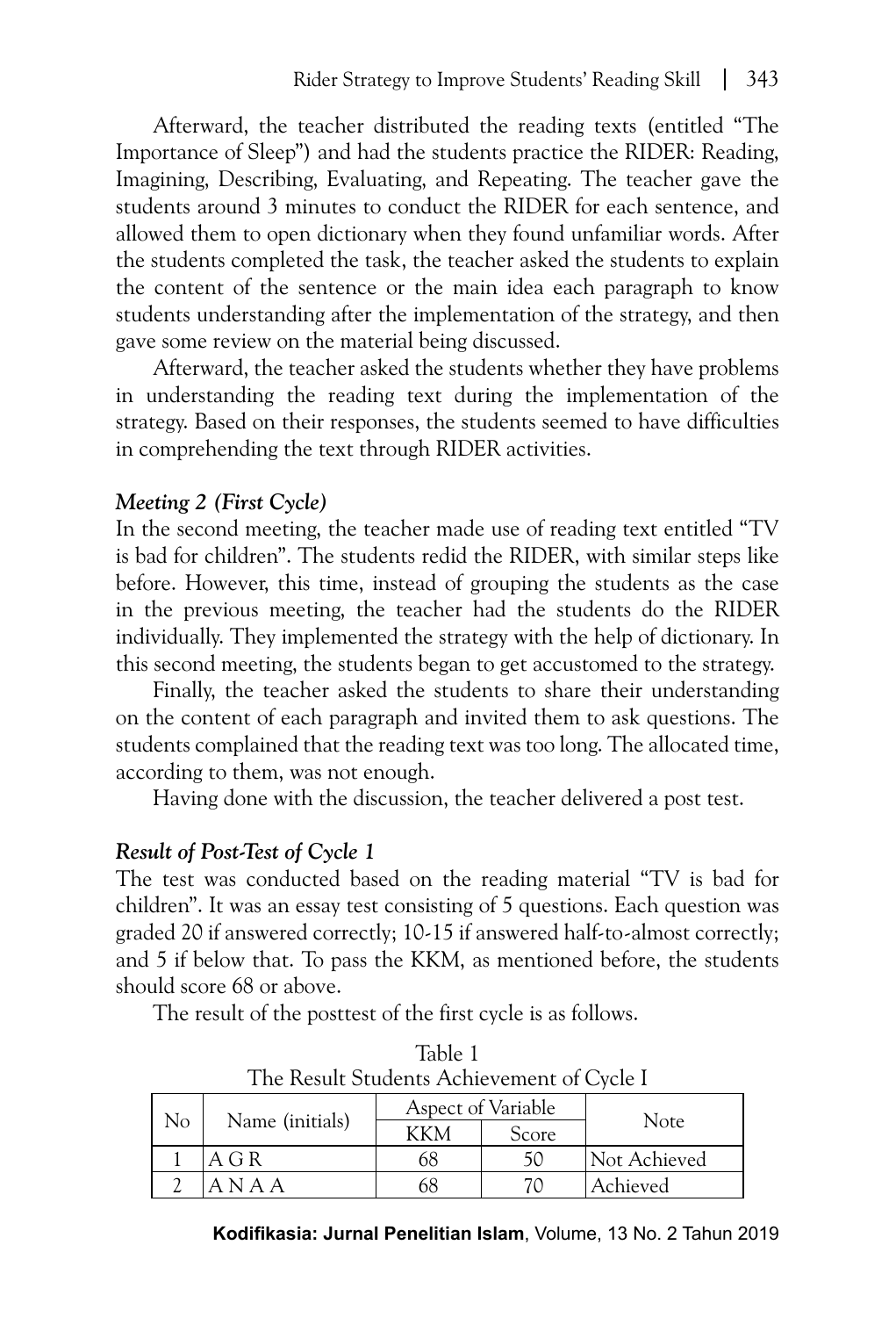Afterward, the teacher distributed the reading texts (entitled "The Importance of Sleep") and had the students practice the RIDER: Reading, Imagining, Describing, Evaluating, and Repeating. The teacher gave the students around 3 minutes to conduct the RIDER for each sentence, and allowed them to open dictionary when they found unfamiliar words. After the students completed the task, the teacher asked the students to explain the content of the sentence or the main idea each paragraph to know students understanding after the implementation of the strategy, and then gave some review on the material being discussed.

Afterward, the teacher asked the students whether they have problems in understanding the reading text during the implementation of the strategy. Based on their responses, the students seemed to have difficulties in comprehending the text through RIDER activities.

### *Meeting 2 (First Cycle)*

In the second meeting, the teacher made use of reading text entitled "TV is bad for children". The students redid the RIDER, with similar steps like before. However, this time, instead of grouping the students as the case in the previous meeting, the teacher had the students do the RIDER individually. They implemented the strategy with the help of dictionary. In this second meeting, the students began to get accustomed to the strategy.

Finally, the teacher asked the students to share their understanding on the content of each paragraph and invited them to ask questions. The students complained that the reading text was too long. The allocated time, according to them, was not enough.

Having done with the discussion, the teacher delivered a post test.

### *Result of Post-Test of Cycle 1*

The test was conducted based on the reading material "TV is bad for children". It was an essay test consisting of 5 questions. Each question was graded 20 if answered correctly; 10-15 if answered half-to-almost correctly; and 5 if below that. To pass the KKM, as mentioned before, the students should score 68 or above.

The result of the posttest of the first cycle is as follows.

Table 1
The Result Students Achievement of Cycle I

| No | Name (initials) | Aspect of Variable | | Note |
|---|---|---|---|---|
| | | KKM | Score | |
| 1 | A G R | 68 | 50 | Not Achieved |
| 2 | A N A A | 68 | 70 | Achieved |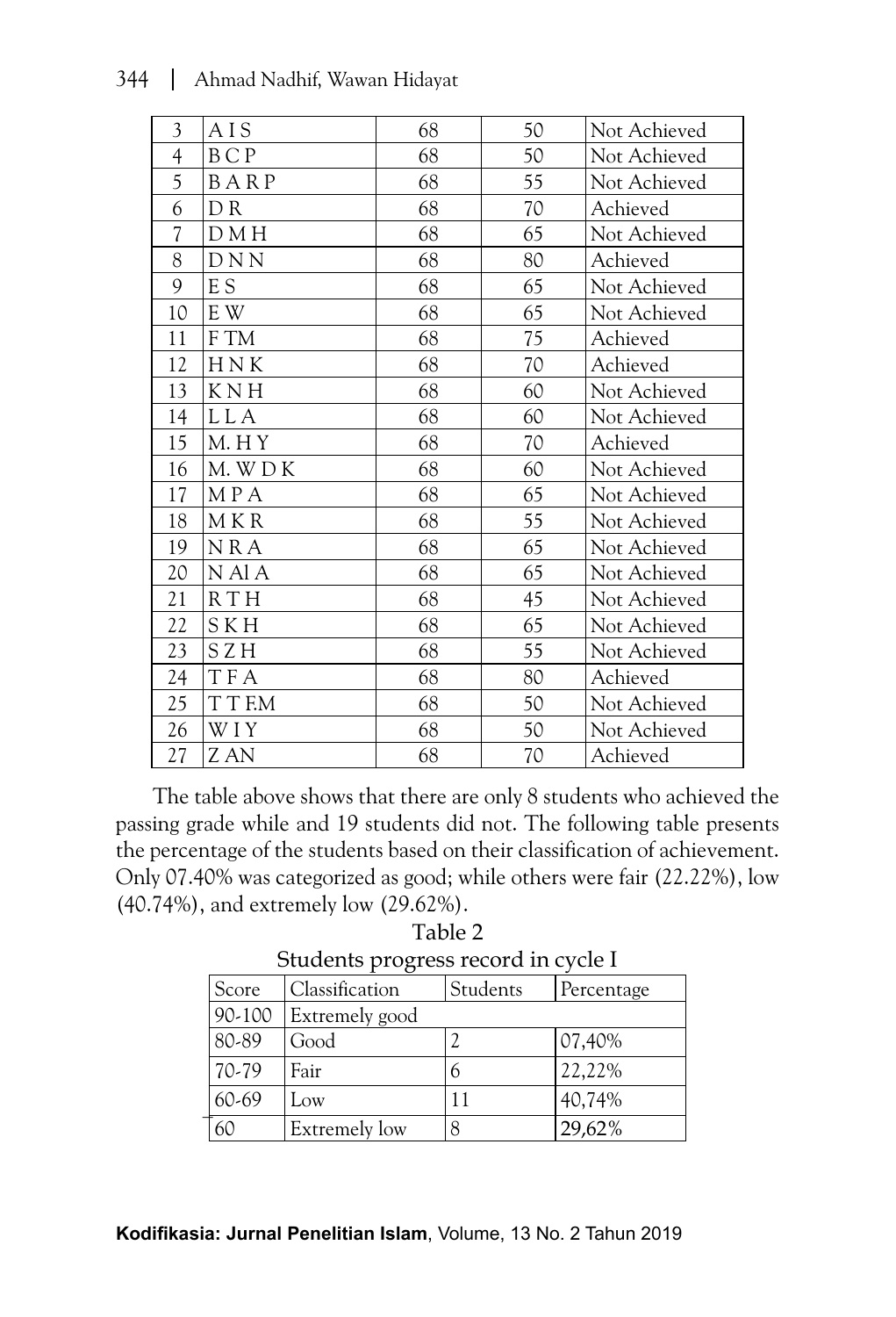| 3 | A I S | 68 | 50 | Not Achieved |
|---|---|---|---|---|
| 4 | B C P | 68 | 50 | Not Achieved |
| 5 | B A R P | 68 | 55 | Not Achieved |
| 6 | D R | 68 | 70 | Achieved |
| 7 | D M H | 68 | 65 | Not Achieved |
| 8 | D N N | 68 | 80 | Achieved |
| 9 | E S | 68 | 65 | Not Achieved |
| 10 | E W | 68 | 65 | Not Achieved |
| 11 | F TM | 68 | 75 | Achieved |
| 12 | H N K | 68 | 70 | Achieved |
| 13 | K N H | 68 | 60 | Not Achieved |
| 14 | L L A | 68 | 60 | Not Achieved |
| 15 | M. H Y | 68 | 70 | Achieved |
| 16 | M. W D K | 68 | 60 | Not Achieved |
| 17 | M P A | 68 | 65 | Not Achieved |
| 18 | M K R | 68 | 55 | Not Achieved |
| 19 | N R A | 68 | 65 | Not Achieved |
| 20 | N Al A | 68 | 65 | Not Achieved |
| 21 | R T H | 68 | 45 | Not Achieved |
| 22 | S K H | 68 | 65 | Not Achieved |
| 23 | S Z H | 68 | 55 | Not Achieved |
| 24 | T F A | 68 | 80 | Achieved |
| 25 | T T F.M | 68 | 50 | Not Achieved |
| 26 | W I Y | 68 | 50 | Not Achieved |
| 27 | Z AN | 68 | 70 | Achieved |

The table above shows that there are only 8 students who achieved the passing grade while and 19 students did not. The following table presents the percentage of the students based on their classification of achievement. Only 07.40% was categorized as good; while others were fair (22.22%), low (40.74%), and extremely low (29.62%).

Table 2
Students progress record in cycle I

| Score | Classification | Students | Percentage |
|---|---|---|---|
| 90-100 | Extremely good | | |
| 80-89 | Good | 2 | 07,40% |
| 70-79 | Fair | 6 | 22,22% |
| 60-69 | Low | 11 | 40,74% |
| 60 | Extremely low | 8 | 29,62% |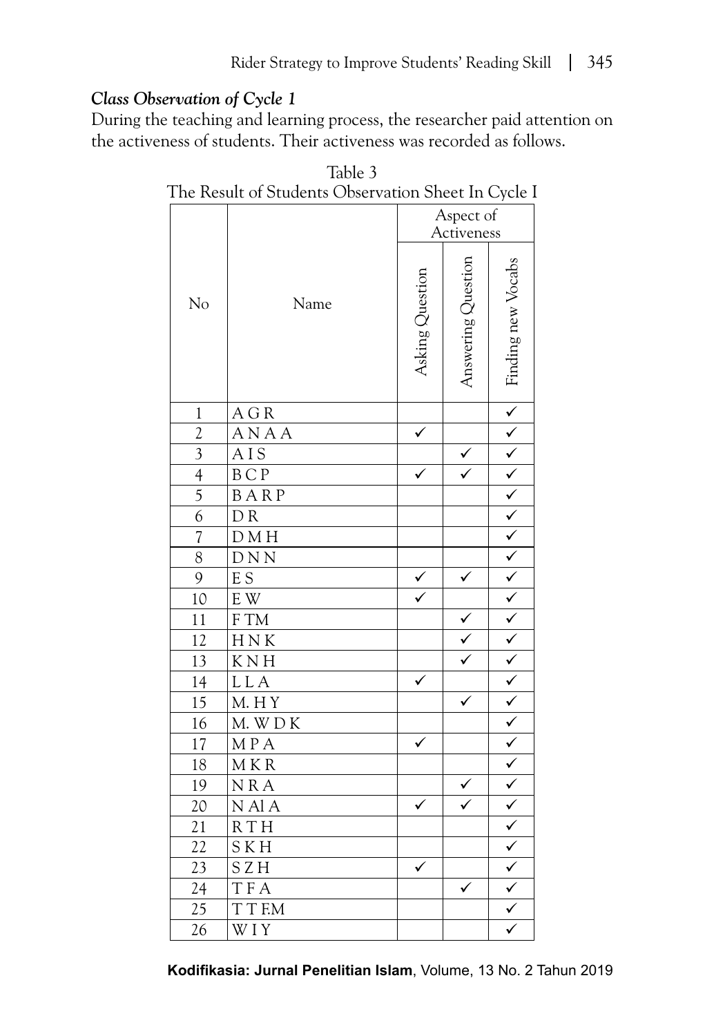### *Class Observation of Cycle 1*

During the teaching and learning process, the researcher paid attention on the activeness of students. Their activeness was recorded as follows.

Table 3
The Result of Students Observation Sheet In Cycle I

| No | Name | Aspect of Activeness | | |
|---|---|---|---|---|
| | | Asking Question | Answering Question | Finding new Vocabs |
| 1 | A G R | | | ✓ |
| 2 | A N A A | ✓ | | ✓ |
| 3 | A I S | | ✓ | ✓ |
| 4 | B C P | ✓ | ✓ | ✓ |
| 5 | B A R P | | | ✓ |
| 6 | D R | | | ✓ |
| 7 | D M H | | | ✓ |
| 8 | D N N | | | ✓ |
| 9 | E S | ✓ | ✓ | ✓ |
| 10 | E W | ✓ | | ✓ |
| 11 | F TM | | ✓ | ✓ |
| 12 | H N K | | ✓ | ✓ |
| 13 | K N H | | ✓ | ✓ |
| 14 | L L A | ✓ | | ✓ |
| 15 | M. H Y | | ✓ | ✓ |
| 16 | M. W D K | | | ✓ |
| 17 | M P A | ✓ | | ✓ |
| 18 | M K R | | | ✓ |
| 19 | N R A | | ✓ | ✓ |
| 20 | N Al A | ✓ | ✓ | ✓ |
| 21 | R T H | | | ✓ |
| 22 | S K H | | | ✓ |
| 23 | S Z H | ✓ | | ✓ |
| 24 | T F A | | ✓ | ✓ |
| 25 | T T F.M | | | ✓ |
| 26 | W I Y | | | ✓ |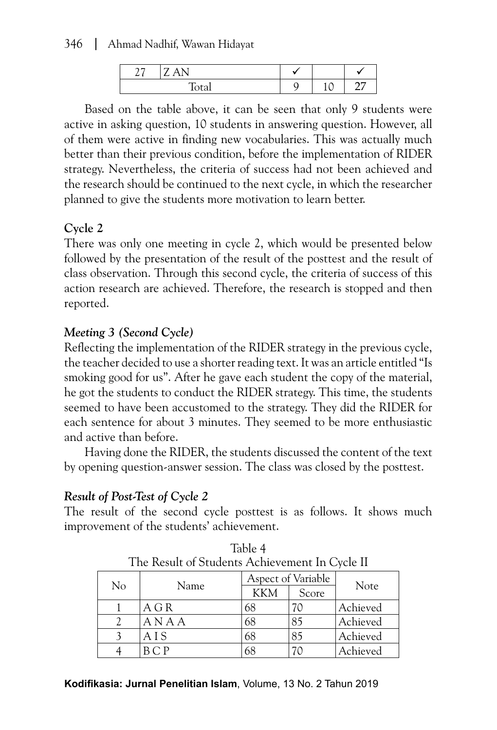| 27 | Z AN | ✓ | | ✓ |
|---|---|---|---|---|
| Total | | 9 | 10 | 27 |

Based on the table above, it can be seen that only 9 students were active in asking question, 10 students in answering question. However, all of them were active in finding new vocabularies. This was actually much better than their previous condition, before the implementation of RIDER strategy. Nevertheless, the criteria of success had not been achieved and the research should be continued to the next cycle, in which the researcher planned to give the students more motivation to learn better.

**Cycle 2**

There was only one meeting in cycle 2, which would be presented below followed by the presentation of the result of the posttest and the result of class observation. Through this second cycle, the criteria of success of this action research are achieved. Therefore, the research is stopped and then reported.

***Meeting 3 (Second Cycle)***

Reflecting the implementation of the RIDER strategy in the previous cycle, the teacher decided to use a shorter reading text. It was an article entitled "Is smoking good for us". After he gave each student the copy of the material, he got the students to conduct the RIDER strategy. This time, the students seemed to have been accustomed to the strategy. They did the RIDER for each sentence for about 3 minutes. They seemed to be more enthusiastic and active than before.

Having done the RIDER, the students discussed the content of the text by opening question-answer session. The class was closed by the posttest.

***Result of Post-Test of Cycle 2***

The result of the second cycle posttest is as follows. It shows much improvement of the students' achievement.

Table 4
The Result of Students Achievement In Cycle II

| No | Name | Aspect of Variable | | Note |
|---|---|---|---|---|
| | | KKM | Score | |
| 1 | A G R | 68 | 70 | Achieved |
| 2 | A N A A | 68 | 85 | Achieved |
| 3 | A I S | 68 | 85 | Achieved |
| 4 | B C P | 68 | 70 | Achieved |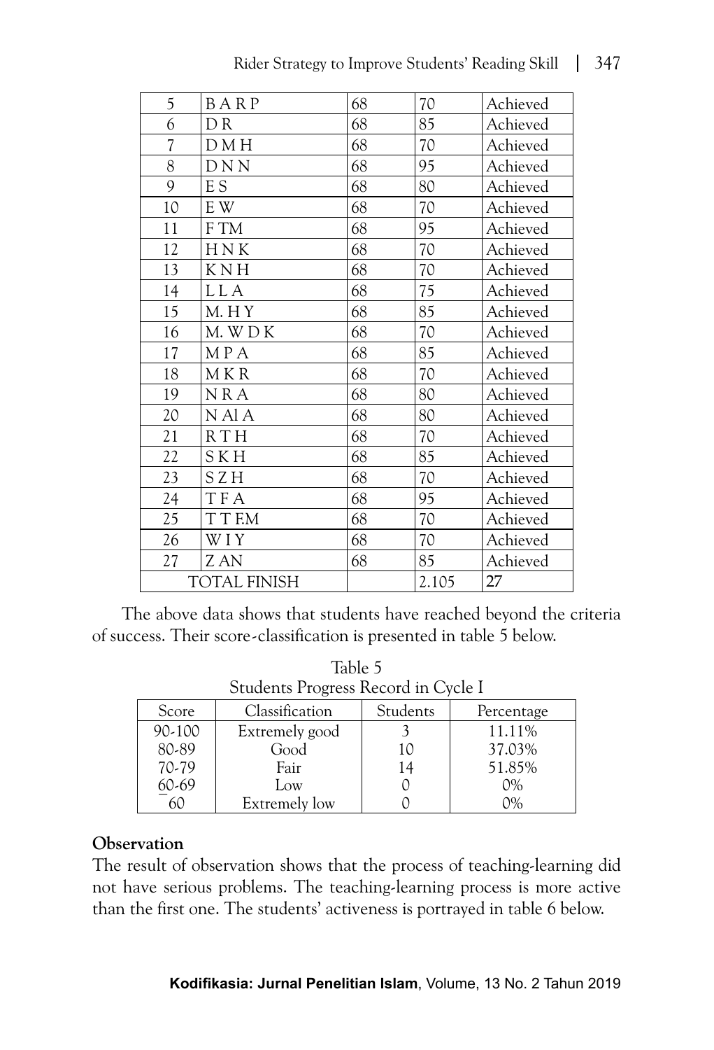| 5 | B A R P | 68 | 70 | Achieved |
|---|---|---|---|---|
| 6 | D R | 68 | 85 | Achieved |
| 7 | D M H | 68 | 70 | Achieved |
| 8 | D N N | 68 | 95 | Achieved |
| 9 | E S | 68 | 80 | Achieved |
| 10 | E W | 68 | 70 | Achieved |
| 11 | F TM | 68 | 95 | Achieved |
| 12 | H N K | 68 | 70 | Achieved |
| 13 | K N H | 68 | 70 | Achieved |
| 14 | L L A | 68 | 75 | Achieved |
| 15 | M. H Y | 68 | 85 | Achieved |
| 16 | M. W D K | 68 | 70 | Achieved |
| 17 | M P A | 68 | 85 | Achieved |
| 18 | M K R | 68 | 70 | Achieved |
| 19 | N R A | 68 | 80 | Achieved |
| 20 | N Al A | 68 | 80 | Achieved |
| 21 | R T H | 68 | 70 | Achieved |
| 22 | S K H | 68 | 85 | Achieved |
| 23 | S Z H | 68 | 70 | Achieved |
| 24 | T F A | 68 | 95 | Achieved |
| 25 | T T F.M | 68 | 70 | Achieved |
| 26 | W I Y | 68 | 70 | Achieved |
| 27 | Z AN | 68 | 85 | Achieved |
| TOTAL FINISH | | | 2.105 | 27 |

The above data shows that students have reached beyond the criteria of success. Their score-classification is presented in table 5 below.

Table 5
Students Progress Record in Cycle I

| Score | Classification | Students | Percentage |
|---|---|---|---|
| 90-100 | Extremely good | 3 | 11.11% |
| 80-89 | Good | 10 | 37.03% |
| 70-79 | Fair | 14 | 51.85% |
| 60-69 | Low | 0 | 0% |
| ‾60 | Extremely low | 0 | 0% |

**Observation**

The result of observation shows that the process of teaching-learning did not have serious problems. The teaching-learning process is more active than the first one. The students' activeness is portrayed in table 6 below.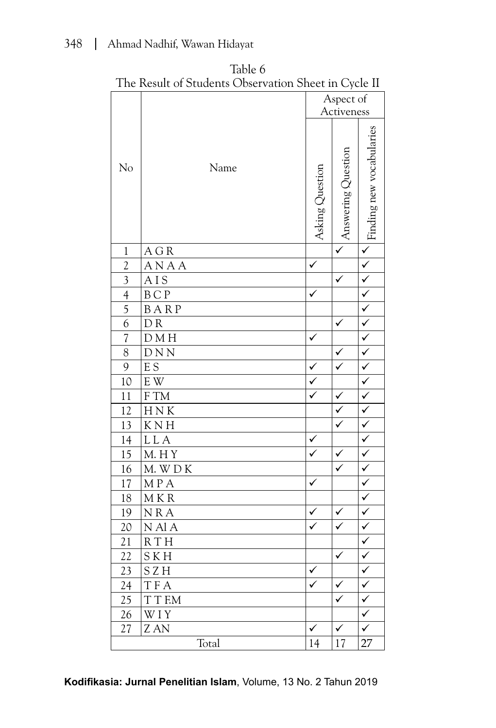Table 6
The Result of Students Observation Sheet in Cycle II

| No | Name | Aspect of Activeness | | |
|---|---|---|---|---|
| | | Asking Question | Answering Question | Finding new vocabularies |
| 1 | A G R | | ✓ | ✓ |
| 2 | A N A A | ✓ | | ✓ |
| 3 | A I S | | ✓ | ✓ |
| 4 | B C P | ✓ | | ✓ |
| 5 | B A R P | | | ✓ |
| 6 | D R | | ✓ | ✓ |
| 7 | D M H | ✓ | | ✓ |
| 8 | D N N | | ✓ | ✓ |
| 9 | E S | ✓ | ✓ | ✓ |
| 10 | E W | ✓ | | ✓ |
| 11 | F TM | ✓ | ✓ | ✓ |
| 12 | H N K | | ✓ | ✓ |
| 13 | K N H | | ✓ | ✓ |
| 14 | L L A | ✓ | | ✓ |
| 15 | M. H Y | ✓ | ✓ | ✓ |
| 16 | M. W D K | | ✓ | ✓ |
| 17 | M P A | ✓ | | ✓ |
| 18 | M K R | | | ✓ |
| 19 | N R A | ✓ | ✓ | ✓ |
| 20 | N Al A | ✓ | ✓ | ✓ |
| 21 | R T H | | | ✓ |
| 22 | S K H | | ✓ | ✓ |
| 23 | S Z H | ✓ | | ✓ |
| 24 | T F A | ✓ | ✓ | ✓ |
| 25 | T T F.M | | ✓ | ✓ |
| 26 | W I Y | | | ✓ |
| 27 | Z AN | ✓ | ✓ | ✓ |
| Total | | 14 | 17 | 27 |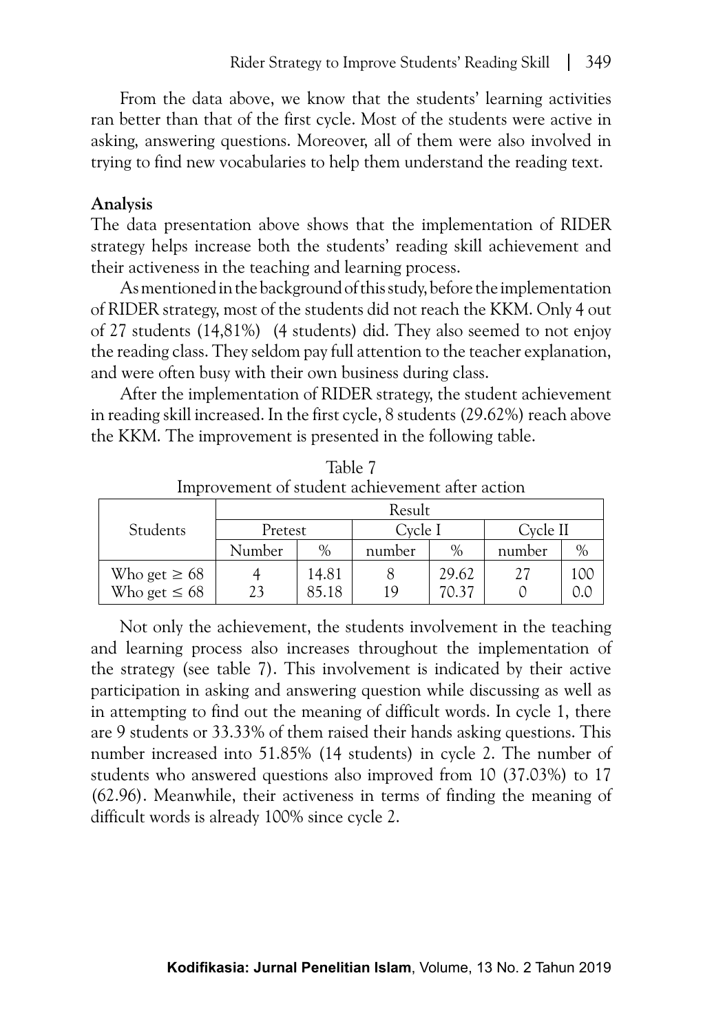From the data above, we know that the students' learning activities ran better than that of the first cycle. Most of the students were active in asking, answering questions. Moreover, all of them were also involved in trying to find new vocabularies to help them understand the reading text.

**Analysis**

The data presentation above shows that the implementation of RIDER strategy helps increase both the students' reading skill achievement and their activeness in the teaching and learning process.

As mentioned in the background of this study, before the implementation of RIDER strategy, most of the students did not reach the KKM. Only 4 out of 27 students (14,81%) (4 students) did. They also seemed to not enjoy the reading class. They seldom pay full attention to the teacher explanation, and were often busy with their own business during class.

After the implementation of RIDER strategy, the student achievement in reading skill increased. In the first cycle, 8 students (29.62%) reach above the KKM. The improvement is presented in the following table.

Table 7
Improvement of student achievement after action

| Students | Result | | | | | |
|---|---|---|---|---|---|---|
| | Pretest | | Cycle I | | Cycle II | |
| | Number | % | number | % | number | % |
| Who get ≥ 68 | 4 | 14.81 | 8 | 29.62 | 27 | 100 |
| Who get ≤ 68 | 23 | 85.18 | 19 | 70.37 | 0 | 0.0 |

Not only the achievement, the students involvement in the teaching and learning process also increases throughout the implementation of the strategy (see table 7). This involvement is indicated by their active participation in asking and answering question while discussing as well as in attempting to find out the meaning of difficult words. In cycle 1, there are 9 students or 33.33% of them raised their hands asking questions. This number increased into 51.85% (14 students) in cycle 2. The number of students who answered questions also improved from 10 (37.03%) to 17 (62.96). Meanwhile, their activeness in terms of finding the meaning of difficult words is already 100% since cycle 2.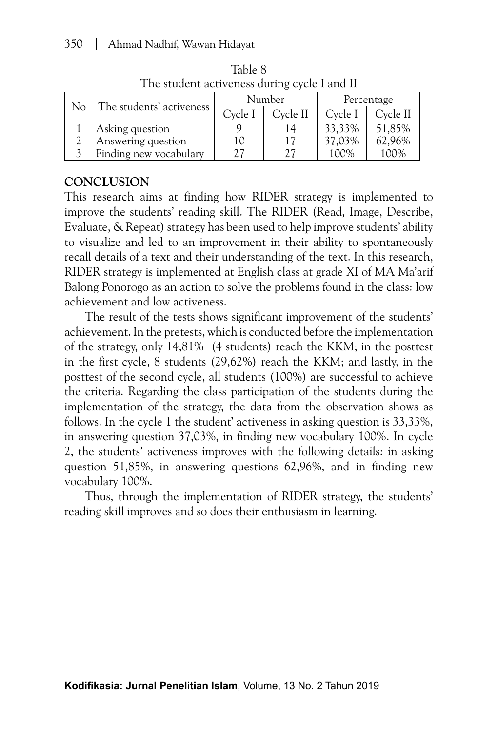Table 8
The student activeness during cycle I and II

| No | The students' activeness | Number | | Percentage | |
|---|---|---|---|---|---|
| | | Cycle I | Cycle II | Cycle I | Cycle II |
| 1 | Asking question | 9 | 14 | 33,33% | 51,85% |
| 2 | Answering question | 10 | 17 | 37,03% | 62,96% |
| 3 | Finding new vocabulary | 27 | 27 | 100% | 100% |

## CONCLUSION

This research aims at finding how RIDER strategy is implemented to improve the students' reading skill. The RIDER (Read, Image, Describe, Evaluate, & Repeat) strategy has been used to help improve students' ability to visualize and led to an improvement in their ability to spontaneously recall details of a text and their understanding of the text. In this research, RIDER strategy is implemented at English class at grade XI of MA Ma'arif Balong Ponorogo as an action to solve the problems found in the class: low achievement and low activeness.

The result of the tests shows significant improvement of the students' achievement. In the pretests, which is conducted before the implementation of the strategy, only 14,81% (4 students) reach the KKM; in the posttest in the first cycle, 8 students (29,62%) reach the KKM; and lastly, in the posttest of the second cycle, all students (100%) are successful to achieve the criteria. Regarding the class participation of the students during the implementation of the strategy, the data from the observation shows as follows. In the cycle 1 the student' activeness in asking question is 33,33%, in answering question 37,03%, in finding new vocabulary 100%. In cycle 2, the students' activeness improves with the following details: in asking question 51,85%, in answering questions 62,96%, and in finding new vocabulary 100%.

Thus, through the implementation of RIDER strategy, the students' reading skill improves and so does their enthusiasm in learning.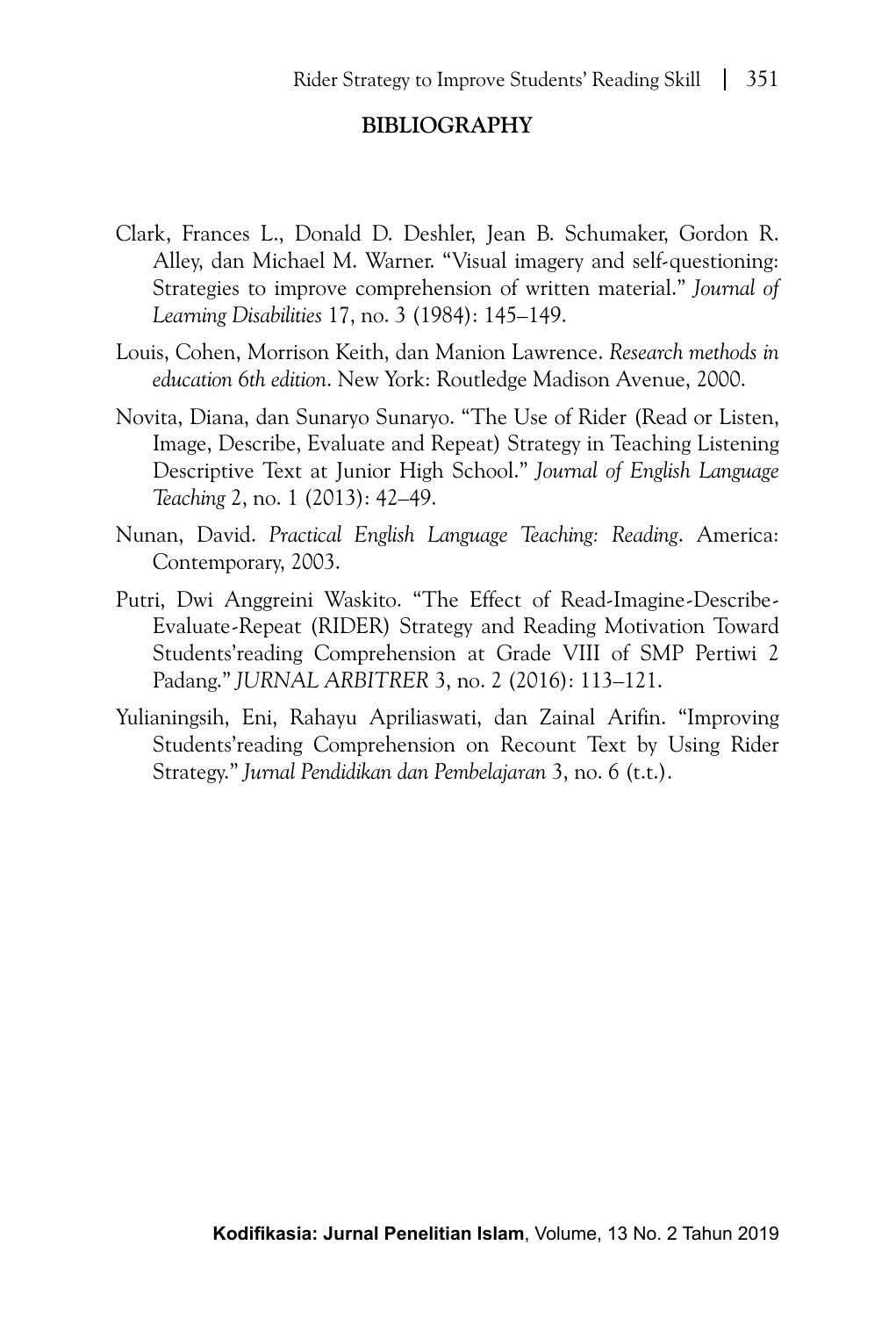## BIBLIOGRAPHY

Clark, Frances L., Donald D. Deshler, Jean B. Schumaker, Gordon R. Alley, dan Michael M. Warner. "Visual imagery and self-questioning: Strategies to improve comprehension of written material." *Journal of Learning Disabilities* 17, no. 3 (1984): 145–149.

Louis, Cohen, Morrison Keith, dan Manion Lawrence. *Research methods in education 6th edition*. New York: Routledge Madison Avenue, 2000.

Novita, Diana, dan Sunaryo Sunaryo. "The Use of Rider (Read or Listen, Image, Describe, Evaluate and Repeat) Strategy in Teaching Listening Descriptive Text at Junior High School." *Journal of English Language Teaching* 2, no. 1 (2013): 42–49.

Nunan, David. *Practical English Language Teaching: Reading*. America: Contemporary, 2003.

Putri, Dwi Anggreini Waskito. "The Effect of Read-Imagine-Describe-Evaluate-Repeat (RIDER) Strategy and Reading Motivation Toward Students'reading Comprehension at Grade VIII of SMP Pertiwi 2 Padang." *JURNAL ARBITRER* 3, no. 2 (2016): 113–121.

Yulianingsih, Eni, Rahayu Apriliaswati, dan Zainal Arifin. "Improving Students'reading Comprehension on Recount Text by Using Rider Strategy." *Jurnal Pendidikan dan Pembelajaran* 3, no. 6 (t.t.).